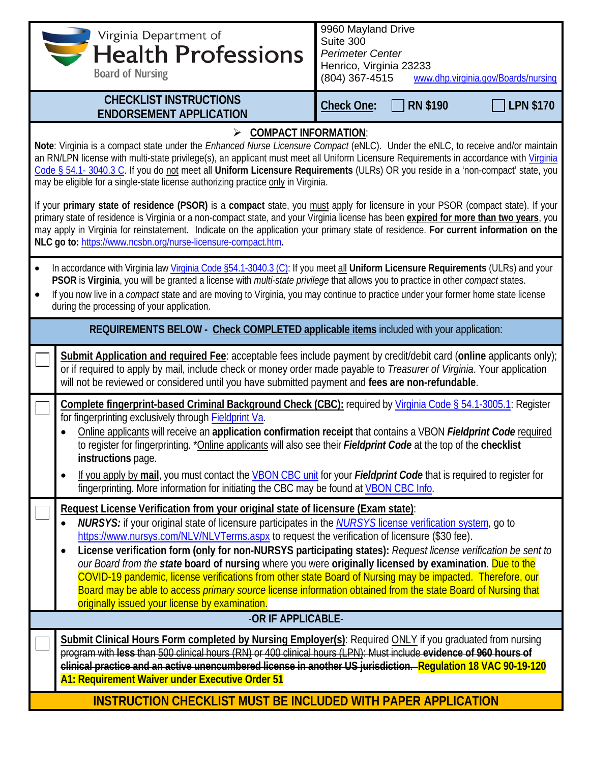Virginia Department of
**Health Professions**
Board of Nursing

9960 Mayland Drive
Suite 300
*Perimeter Center*
Henrico, Virginia 23233
(804) 367-4515 www.dhp.virginia.gov/Boards/nursing

## CHECKLIST INSTRUCTIONS ENDORSEMENT APPLICATION

**Check One:** ☐ **RN $190** ☐ **LPN $170**

### ➢ COMPACT INFORMATION:

**Note**: Virginia is a compact state under the *Enhanced Nurse Licensure Compact* (eNLC). Under the eNLC, to receive and/or maintain an RN/LPN license with multi-state privilege(s), an applicant must meet all Uniform Licensure Requirements in accordance with Virginia Code § 54.1- 3040.3 C. If you do not meet all **Uniform Licensure Requirements** (ULRs) OR you reside in a 'non-compact' state, you may be eligible for a single-state license authorizing practice only in Virginia.

If your **primary state of residence (PSOR)** is a **compact** state, you must apply for licensure in your PSOR (compact state). If your primary state of residence is Virginia or a non-compact state, and your Virginia license has been **expired for more than two years**, you may apply in Virginia for reinstatement. Indicate on the application your primary state of residence. **For current information on the NLC go to:** https://www.ncsbn.org/nurse-licensure-compact.htm**.**

- In accordance with Virginia law Virginia Code §54.1-3040.3 (C): If you meet all **Uniform Licensure Requirements** (ULRs) and your **PSOR** is **Virginia**, you will be granted a license with *multi-state privilege* that allows you to practice in other *compact* states.
- If you now live in a *compact* state and are moving to Virginia, you may continue to practice under your former home state license during the processing of your application.

### REQUIREMENTS BELOW - Check COMPLETED applicable items included with your application:

☐ **Submit Application and required Fee**: acceptable fees include payment by credit/debit card (**online** applicants only); or if required to apply by mail, include check or money order made payable to *Treasurer of Virginia*. Your application will not be reviewed or considered until you have submitted payment and **fees are non-refundable**.

☐ **Complete fingerprint-based Criminal Background Check (CBC):** required by Virginia Code § 54.1-3005.1: Register for fingerprinting exclusively through Fieldprint Va.

- Online applicants will receive an **application confirmation receipt** that contains a VBON ***Fieldprint Code*** required to register for fingerprinting. *Online applicants will also see their ***Fieldprint Code*** at the top of the **checklist instructions** page.
- If you apply by **mail**, you must contact the VBON CBC unit for your ***Fieldprint Code*** that is required to register for fingerprinting. More information for initiating the CBC may be found at VBON CBC Info.

☐ **Request License Verification from your original state of licensure (Exam state)**:

- ***NURSYS:*** if your original state of licensure participates in the *NURSYS* license verification system, go to https://www.nursys.com/NLV/NLVTerms.aspx to request the verification of licensure ($30 fee).
- **License verification form (only for non-NURSYS participating states):** *Request license verification be sent to our Board from the* ***state*** **board of nursing** where you were **originally licensed by examination**. Due to the COVID-19 pandemic, license verifications from other state Board of Nursing may be impacted. Therefore, our Board may be able to access *primary source* license information obtained from the state Board of Nursing that originally issued your license by examination.

**-OR IF APPLICABLE-**

☐ ~~**Submit Clinical Hours Form completed by Nursing Employer(s)**: Required ONLY if you graduated from nursing program with **less** than 500 clinical hours (RN) or 400 clinical hours (LPN): Must include **evidence of 960 hours of clinical practice and an active unencumbered license in another US jurisdiction**.~~ **Regulation 18 VAC 90-19-120 A1: Requirement Waiver under Executive Order 51**

**INSTRUCTION CHECKLIST MUST BE INCLUDED WITH PAPER APPLICATION**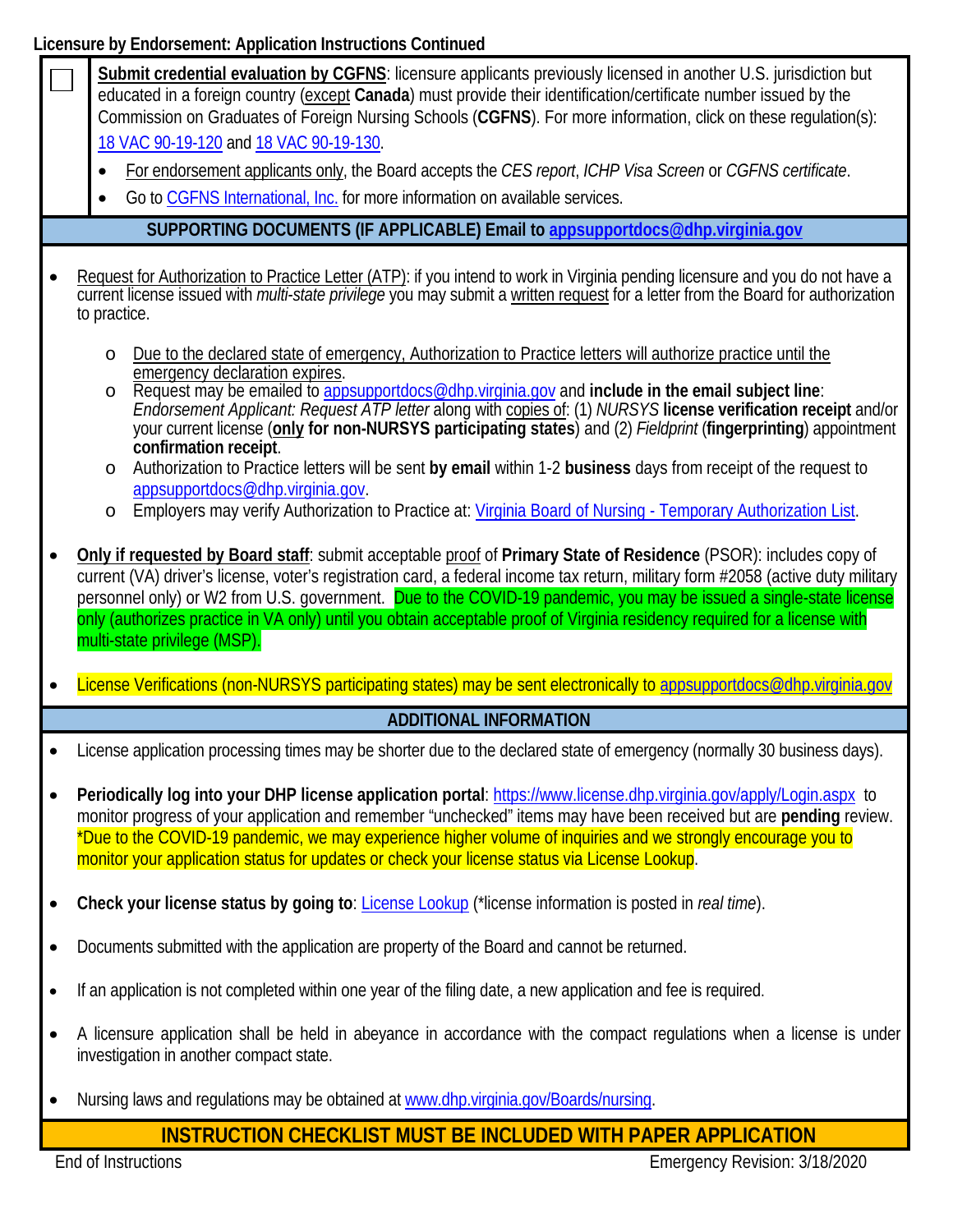**Licensure by Endorsement: Application Instructions Continued**

☐ **Submit credential evaluation by CGFNS**: licensure applicants previously licensed in another U.S. jurisdiction but educated in a foreign country (except **Canada**) must provide their identification/certificate number issued by the Commission on Graduates of Foreign Nursing Schools (**CGFNS**). For more information, click on these regulation(s): 18 VAC 90-19-120 and 18 VAC 90-19-130.

- For endorsement applicants only, the Board accepts the *CES report*, *ICHP Visa Screen* or *CGFNS certificate*.
- Go to CGFNS International, Inc. for more information on available services.

## SUPPORTING DOCUMENTS (IF APPLICABLE) Email to appsupportdocs@dhp.virginia.gov

- Request for Authorization to Practice Letter (ATP): if you intend to work in Virginia pending licensure and you do not have a current license issued with *multi-state privilege* you may submit a written request for a letter from the Board for authorization to practice.
  - Due to the declared state of emergency, Authorization to Practice letters will authorize practice until the emergency declaration expires.
  - Request may be emailed to appsupportdocs@dhp.virginia.gov and **include in the email subject line**: *Endorsement Applicant: Request ATP letter* along with copies of: (1) *NURSYS* **license verification receipt** and/or your current license (**only for non-NURSYS participating states**) and (2) *Fieldprint* (**fingerprinting**) appointment **confirmation receipt**.
  - Authorization to Practice letters will be sent **by email** within 1-2 **business** days from receipt of the request to appsupportdocs@dhp.virginia.gov.
  - Employers may verify Authorization to Practice at: Virginia Board of Nursing - Temporary Authorization List.
- **Only if requested by Board staff**: submit acceptable proof of **Primary State of Residence** (PSOR): includes copy of current (VA) driver's license, voter's registration card, a federal income tax return, military form #2058 (active duty military personnel only) or W2 from U.S. government. Due to the COVID-19 pandemic, you may be issued a single-state license only (authorizes practice in VA only) until you obtain acceptable proof of Virginia residency required for a license with multi-state privilege (MSP).
- License Verifications (non-NURSYS participating states) may be sent electronically to appsupportdocs@dhp.virginia.gov

## ADDITIONAL INFORMATION

- License application processing times may be shorter due to the declared state of emergency (normally 30 business days).
- **Periodically log into your DHP license application portal**: https://www.license.dhp.virginia.gov/apply/Login.aspx to monitor progress of your application and remember "unchecked" items may have been received but are **pending** review. *Due to the COVID-19 pandemic, we may experience higher volume of inquiries and we strongly encourage you to monitor your application status for updates or check your license status via License Lookup.
- **Check your license status by going to**: License Lookup (*license information is posted in *real time*).
- Documents submitted with the application are property of the Board and cannot be returned.
- If an application is not completed within one year of the filing date, a new application and fee is required.
- A licensure application shall be held in abeyance in accordance with the compact regulations when a license is under investigation in another compact state.
- Nursing laws and regulations may be obtained at www.dhp.virginia.gov/Boards/nursing.

## INSTRUCTION CHECKLIST MUST BE INCLUDED WITH PAPER APPLICATION

End of Instructions

Emergency Revision: 3/18/2020